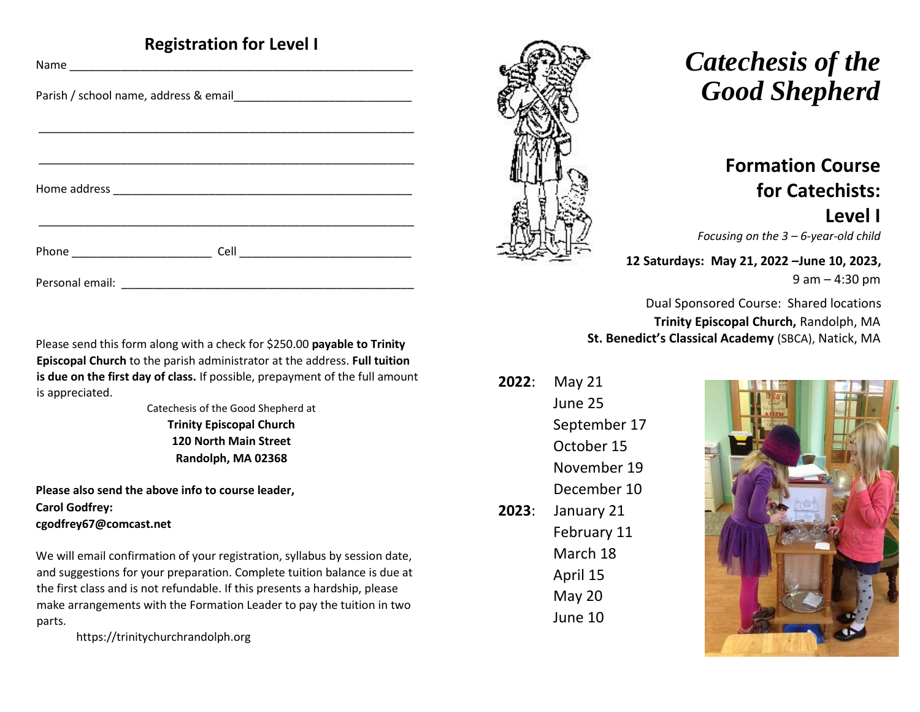## Registration for Level I

Name ____________________________________________________

Parish / school name, address & email___________________________

________________________________________________________

________________________________________________________

Home address ____________________________________________

________________________________________________________

Phone ____________________ Cell __________________________

Personal email: ___________________________________________

Please send this form along with a check for $250.00 **payable to Trinity Episcopal Church** to the parish administrator at the address. **Full tuition is due on the first day of class.** If possible, prepayment of the full amount is appreciated.

Catechesis of the Good Shepherd at
**Trinity Episcopal Church**
**120 North Main Street**
**Randolph, MA 02368**

**Please also send the above info to course leader,**
**Carol Godfrey:**
**cgodfrey67@comcast.net**

We will email confirmation of your registration, syllabus by session date, and suggestions for your preparation. Complete tuition balance is due at the first class and is not refundable. If this presents a hardship, please make arrangements with the Formation Leader to pay the tuition in two parts.

https://trinitychurchrandolph.org

# *Catechesis of the Good Shepherd*

## Formation Course for Catechists: Level I

*Focusing on the 3 – 6-year-old child*

**12 Saturdays: May 21, 2022 –June 10, 2023,**
9 am – 4:30 pm

Dual Sponsored Course: Shared locations
**Trinity Episcopal Church,** Randolph, MA
**St. Benedict's Classical Academy** (SBCA), Natick, MA

**2022**: May 21
June 25
September 17
October 15
November 19
December 10

**2023**: January 21
February 11
March 18
April 15
May 20
June 10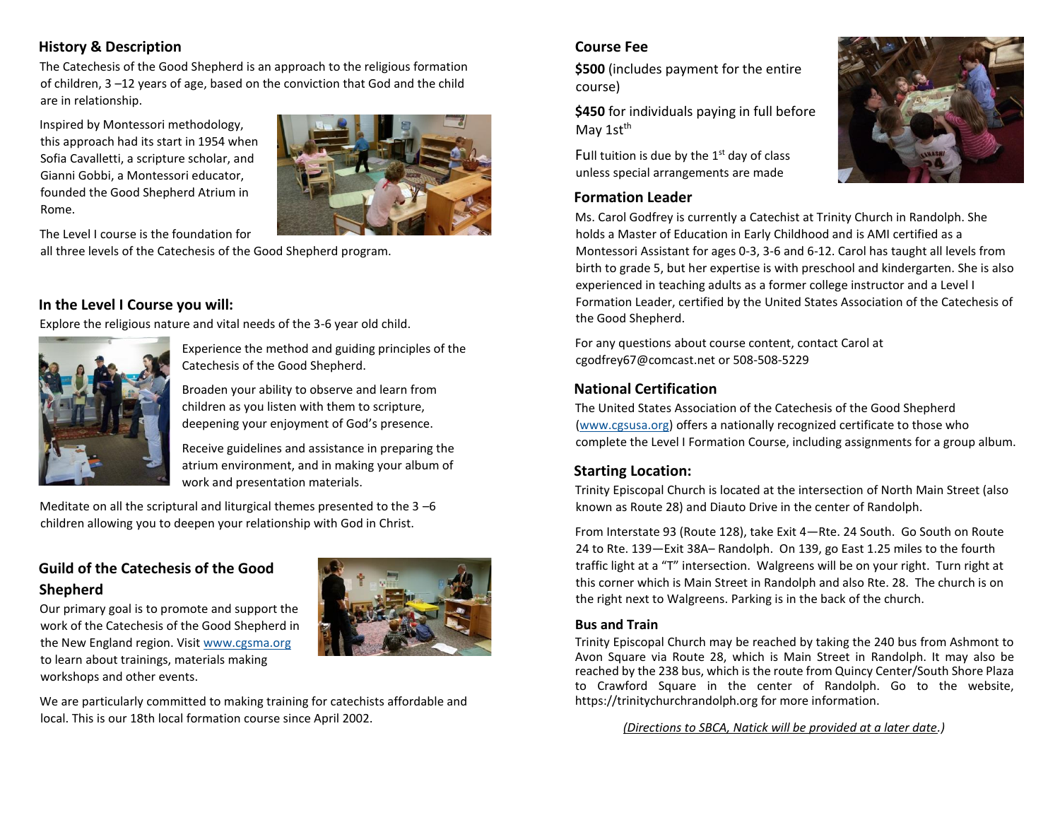## History & Description

The Catechesis of the Good Shepherd is an approach to the religious formation of children, 3 –12 years of age, based on the conviction that God and the child are in relationship.

Inspired by Montessori methodology, this approach had its start in 1954 when Sofia Cavalletti, a scripture scholar, and Gianni Gobbi, a Montessori educator, founded the Good Shepherd Atrium in Rome.

The Level I course is the foundation for all three levels of the Catechesis of the Good Shepherd program.

## In the Level I Course you will:

Explore the religious nature and vital needs of the 3-6 year old child.

Experience the method and guiding principles of the Catechesis of the Good Shepherd.

Broaden your ability to observe and learn from children as you listen with them to scripture, deepening your enjoyment of God's presence.

Receive guidelines and assistance in preparing the atrium environment, and in making your album of work and presentation materials.

Meditate on all the scriptural and liturgical themes presented to the 3 –6 children allowing you to deepen your relationship with God in Christ.

## Guild of the Catechesis of the Good Shepherd

Our primary goal is to promote and support the work of the Catechesis of the Good Shepherd in the New England region. Visit www.cgsma.org to learn about trainings, materials making workshops and other events.

We are particularly committed to making training for catechists affordable and local. This is our 18th local formation course since April 2002.

## Course Fee

**$500** (includes payment for the entire course)

**$450** for individuals paying in full before May 1st

Full tuition is due by the 1st day of class unless special arrangements are made

## Formation Leader

Ms. Carol Godfrey is currently a Catechist at Trinity Church in Randolph. She holds a Master of Education in Early Childhood and is AMI certified as a Montessori Assistant for ages 0-3, 3-6 and 6-12. Carol has taught all levels from birth to grade 5, but her expertise is with preschool and kindergarten. She is also experienced in teaching adults as a former college instructor and a Level I Formation Leader, certified by the United States Association of the Catechesis of the Good Shepherd.

For any questions about course content, contact Carol at cgodfrey67@comcast.net or 508-508-5229

## National Certification

The United States Association of the Catechesis of the Good Shepherd (www.cgsusa.org) offers a nationally recognized certificate to those who complete the Level I Formation Course, including assignments for a group album.

## Starting Location:

Trinity Episcopal Church is located at the intersection of North Main Street (also known as Route 28) and Diauto Drive in the center of Randolph.

From Interstate 93 (Route 128), take Exit 4—Rte. 24 South. Go South on Route 24 to Rte. 139—Exit 38A– Randolph. On 139, go East 1.25 miles to the fourth traffic light at a "T" intersection. Walgreens will be on your right. Turn right at this corner which is Main Street in Randolph and also Rte. 28. The church is on the right next to Walgreens. Parking is in the back of the church.

### Bus and Train

Trinity Episcopal Church may be reached by taking the 240 bus from Ashmont to Avon Square via Route 28, which is Main Street in Randolph. It may also be reached by the 238 bus, which is the route from Quincy Center/South Shore Plaza to Crawford Square in the center of Randolph. Go to the website, https://trinitychurchrandolph.org for more information.

*(Directions to SBCA, Natick will be provided at a later date.)*